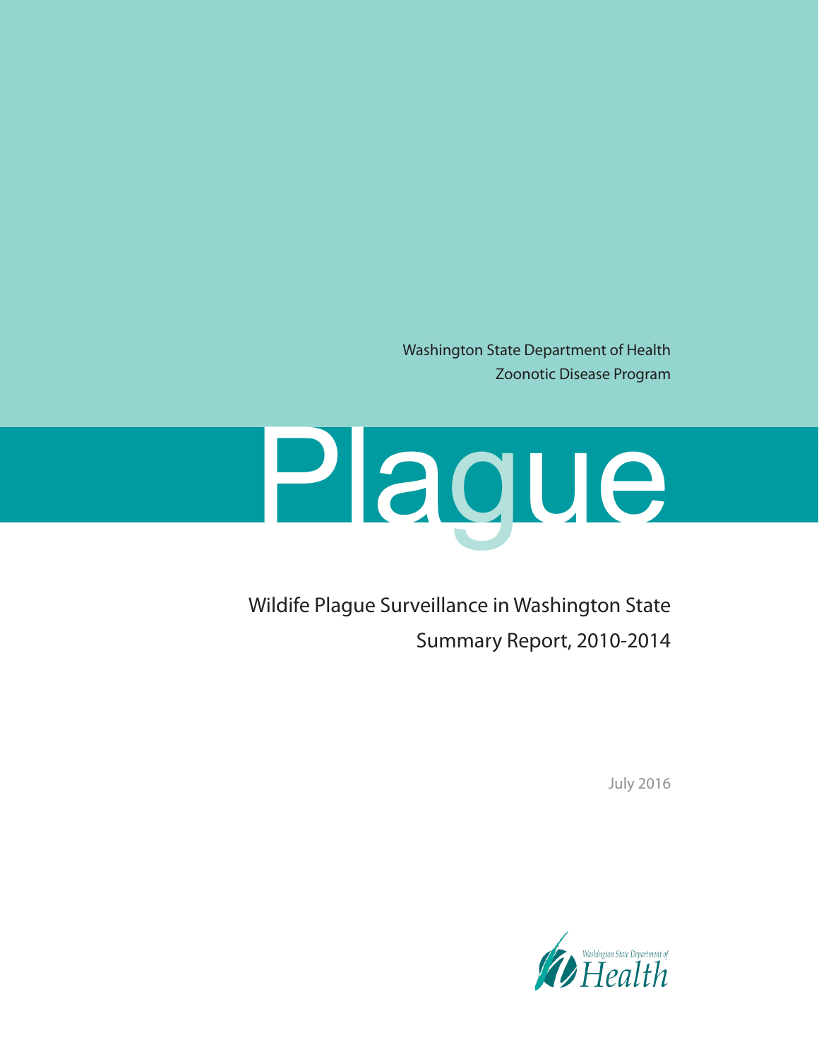Washington State Department of Health
Zoonotic Disease Program

# Plague

## Wildife Plague Surveillance in Washington State
## Summary Report, 2010-2014

July 2016

Washington State Department of Health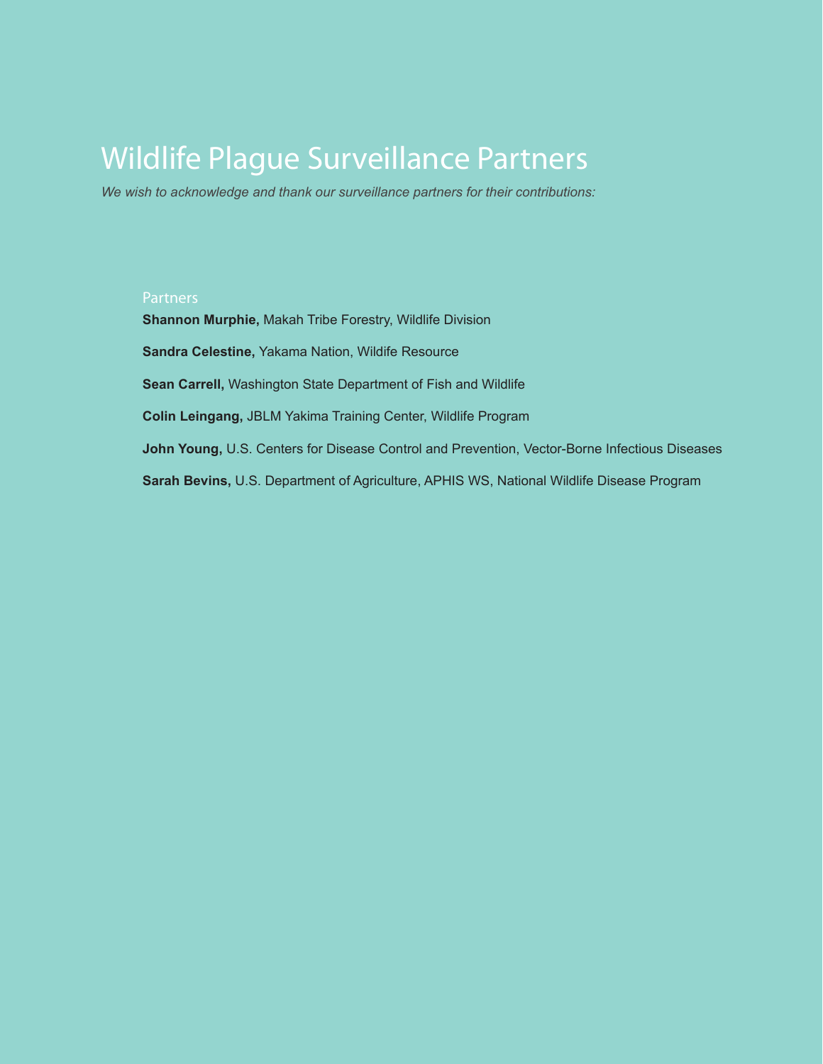# Wildlife Plague Surveillance Partners

*We wish to acknowledge and thank our surveillance partners for their contributions:*

## Partners

**Shannon Murphie,** Makah Tribe Forestry, Wildlife Division

**Sandra Celestine,** Yakama Nation, Wildife Resource

**Sean Carrell,** Washington State Department of Fish and Wildlife

**Colin Leingang,** JBLM Yakima Training Center, Wildlife Program

**John Young,** U.S. Centers for Disease Control and Prevention, Vector-Borne Infectious Diseases

**Sarah Bevins,** U.S. Department of Agriculture, APHIS WS, National Wildlife Disease Program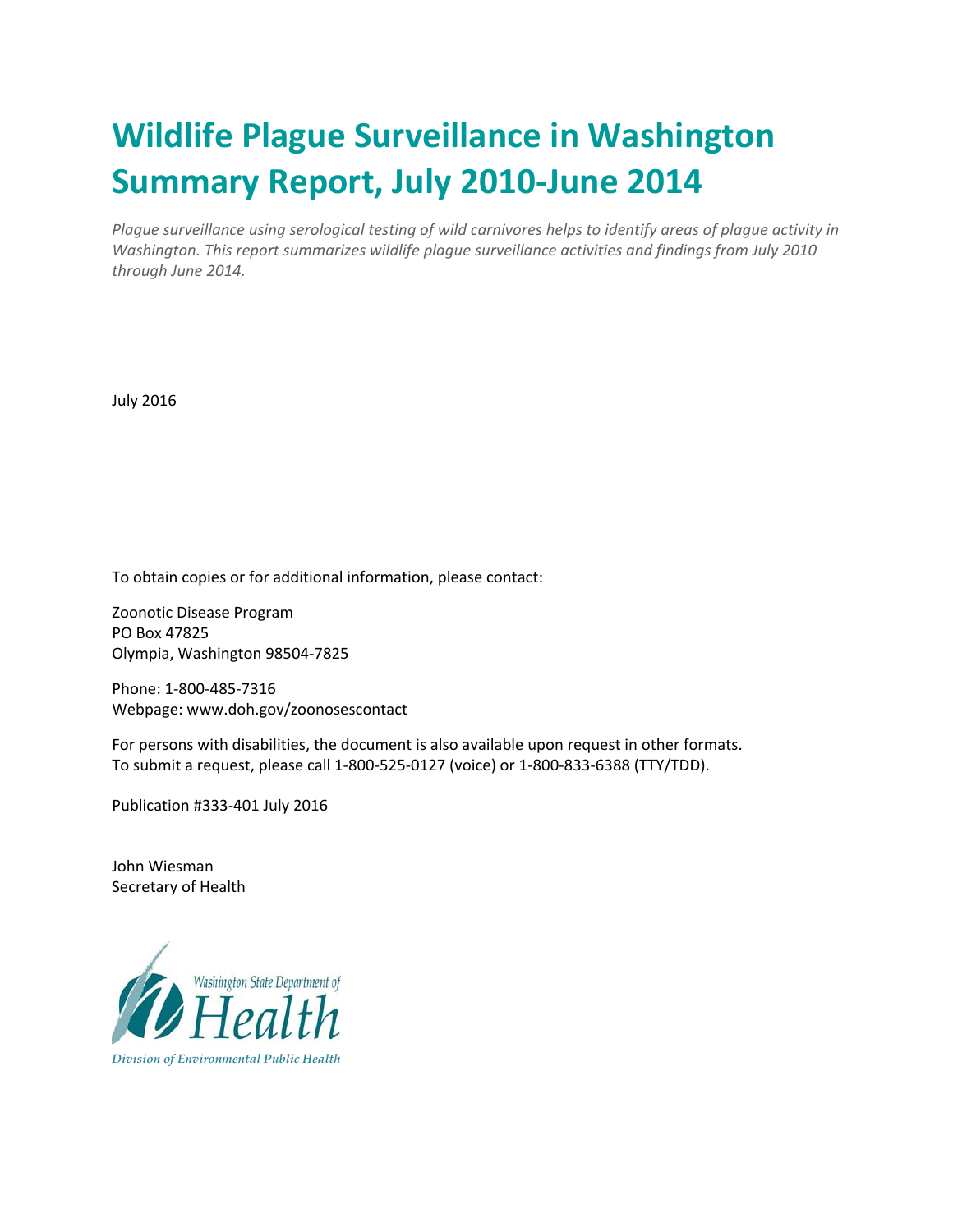# Wildlife Plague Surveillance in Washington Summary Report, July 2010-June 2014

*Plague surveillance using serological testing of wild carnivores helps to identify areas of plague activity in Washington. This report summarizes wildlife plague surveillance activities and findings from July 2010 through June 2014.*

July 2016

To obtain copies or for additional information, please contact:

Zoonotic Disease Program
PO Box 47825
Olympia, Washington 98504-7825

Phone: 1-800-485-7316
Webpage: www.doh.gov/zoonosescontact

For persons with disabilities, the document is also available upon request in other formats.
To submit a request, please call 1-800-525-0127 (voice) or 1-800-833-6388 (TTY/TDD).

Publication #333-401 July 2016

John Wiesman
Secretary of Health

Washington State Department of Health
Division of Environmental Public Health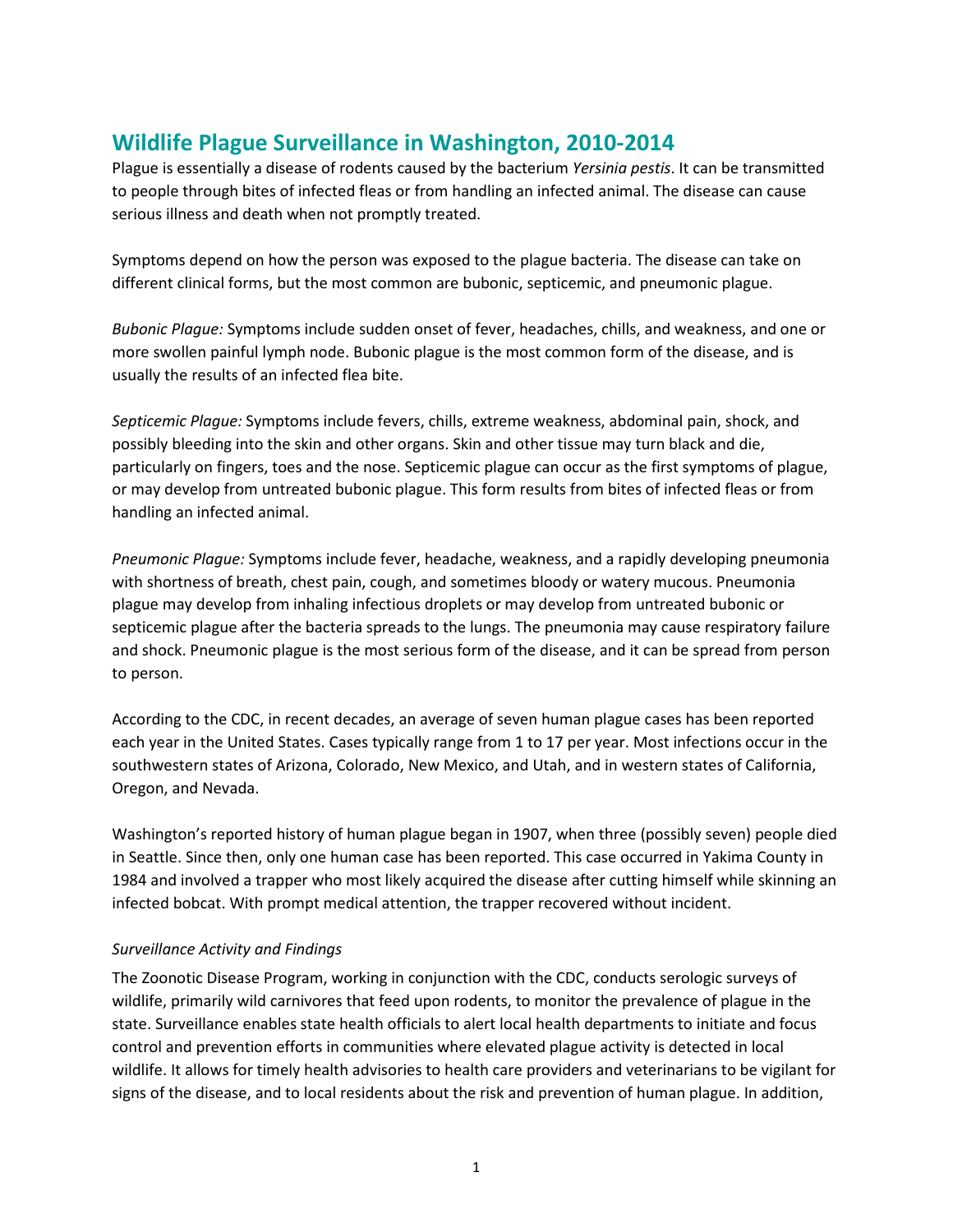# Wildlife Plague Surveillance in Washington, 2010-2014

Plague is essentially a disease of rodents caused by the bacterium *Yersinia pestis*. It can be transmitted to people through bites of infected fleas or from handling an infected animal. The disease can cause serious illness and death when not promptly treated.

Symptoms depend on how the person was exposed to the plague bacteria. The disease can take on different clinical forms, but the most common are bubonic, septicemic, and pneumonic plague.

*Bubonic Plague:* Symptoms include sudden onset of fever, headaches, chills, and weakness, and one or more swollen painful lymph node. Bubonic plague is the most common form of the disease, and is usually the results of an infected flea bite.

*Septicemic Plague:* Symptoms include fevers, chills, extreme weakness, abdominal pain, shock, and possibly bleeding into the skin and other organs. Skin and other tissue may turn black and die, particularly on fingers, toes and the nose. Septicemic plague can occur as the first symptoms of plague, or may develop from untreated bubonic plague. This form results from bites of infected fleas or from handling an infected animal.

*Pneumonic Plague:* Symptoms include fever, headache, weakness, and a rapidly developing pneumonia with shortness of breath, chest pain, cough, and sometimes bloody or watery mucous. Pneumonia plague may develop from inhaling infectious droplets or may develop from untreated bubonic or septicemic plague after the bacteria spreads to the lungs. The pneumonia may cause respiratory failure and shock. Pneumonic plague is the most serious form of the disease, and it can be spread from person to person.

According to the CDC, in recent decades, an average of seven human plague cases has been reported each year in the United States. Cases typically range from 1 to 17 per year. Most infections occur in the southwestern states of Arizona, Colorado, New Mexico, and Utah, and in western states of California, Oregon, and Nevada.

Washington's reported history of human plague began in 1907, when three (possibly seven) people died in Seattle. Since then, only one human case has been reported. This case occurred in Yakima County in 1984 and involved a trapper who most likely acquired the disease after cutting himself while skinning an infected bobcat. With prompt medical attention, the trapper recovered without incident.

*Surveillance Activity and Findings*

The Zoonotic Disease Program, working in conjunction with the CDC, conducts serologic surveys of wildlife, primarily wild carnivores that feed upon rodents, to monitor the prevalence of plague in the state. Surveillance enables state health officials to alert local health departments to initiate and focus control and prevention efforts in communities where elevated plague activity is detected in local wildlife. It allows for timely health advisories to health care providers and veterinarians to be vigilant for signs of the disease, and to local residents about the risk and prevention of human plague. In addition,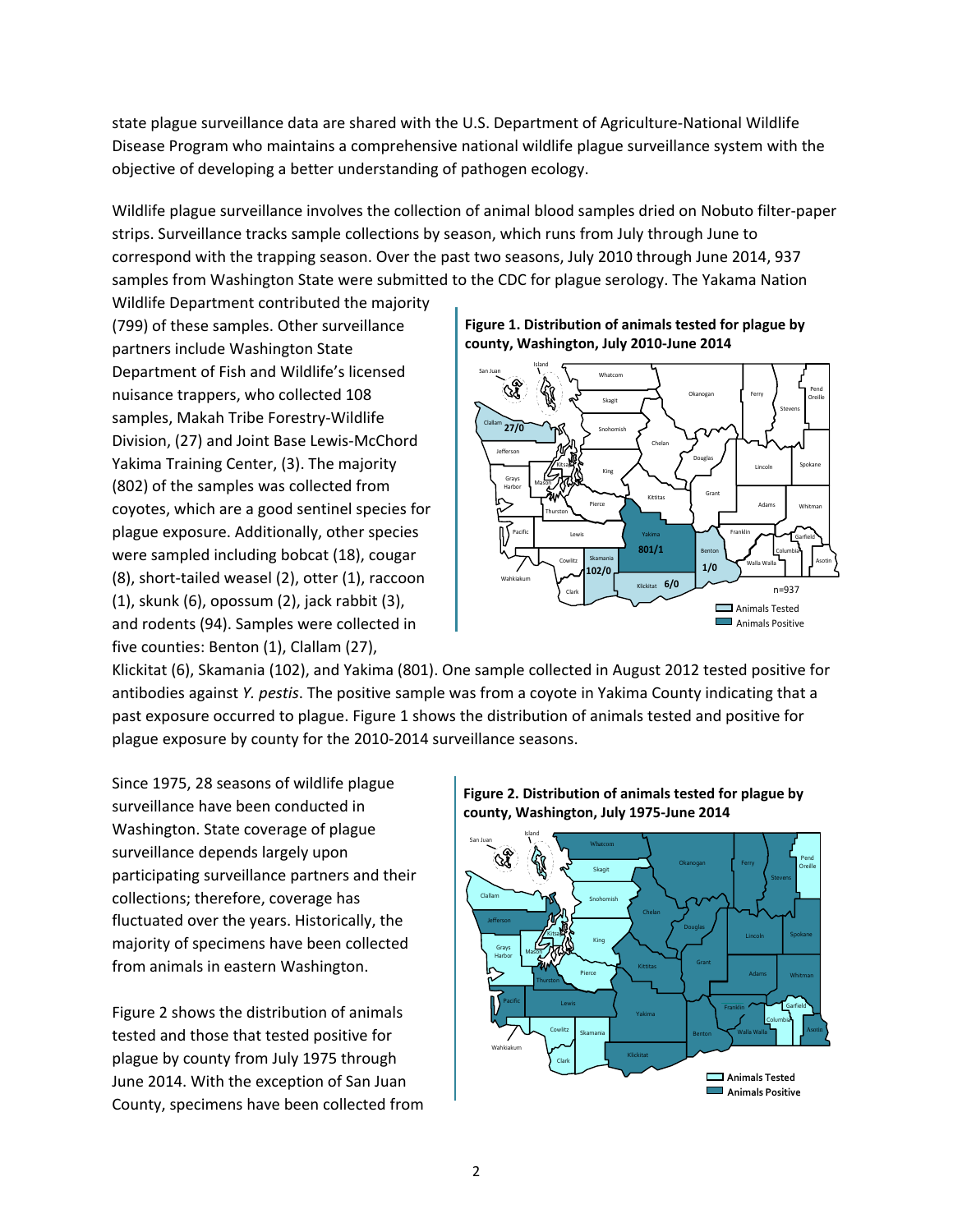state plague surveillance data are shared with the U.S. Department of Agriculture-National Wildlife Disease Program who maintains a comprehensive national wildlife plague surveillance system with the objective of developing a better understanding of pathogen ecology.

Wildlife plague surveillance involves the collection of animal blood samples dried on Nobuto filter-paper strips. Surveillance tracks sample collections by season, which runs from July through June to correspond with the trapping season. Over the past two seasons, July 2010 through June 2014, 937 samples from Washington State were submitted to the CDC for plague serology. The Yakama Nation Wildlife Department contributed the majority (799) of these samples. Other surveillance partners include Washington State Department of Fish and Wildlife's licensed nuisance trappers, who collected 108 samples, Makah Tribe Forestry-Wildlife Division, (27) and Joint Base Lewis-McChord Yakima Training Center, (3). The majority (802) of the samples was collected from coyotes, which are a good sentinel species for plague exposure. Additionally, other species were sampled including bobcat (18), cougar (8), short-tailed weasel (2), otter (1), raccoon (1), skunk (6), opossum (2), jack rabbit (3), and rodents (94). Samples were collected in five counties: Benton (1), Clallam (27), Klickitat (6), Skamania (102), and Yakima (801). One sample collected in August 2012 tested positive for antibodies against *Y. pestis*. The positive sample was from a coyote in Yakima County indicating that a past exposure occurred to plague. Figure 1 shows the distribution of animals tested and positive for plague exposure by county for the 2010-2014 surveillance seasons.

**Figure 1. Distribution of animals tested for plague by county, Washington, July 2010-June 2014**

Since 1975, 28 seasons of wildlife plague surveillance have been conducted in Washington. State coverage of plague surveillance depends largely upon participating surveillance partners and their collections; therefore, coverage has fluctuated over the years. Historically, the majority of specimens have been collected from animals in eastern Washington.

**Figure 2. Distribution of animals tested for plague by county, Washington, July 1975-June 2014**

Figure 2 shows the distribution of animals tested and those that tested positive for plague by county from July 1975 through June 2014. With the exception of San Juan County, specimens have been collected from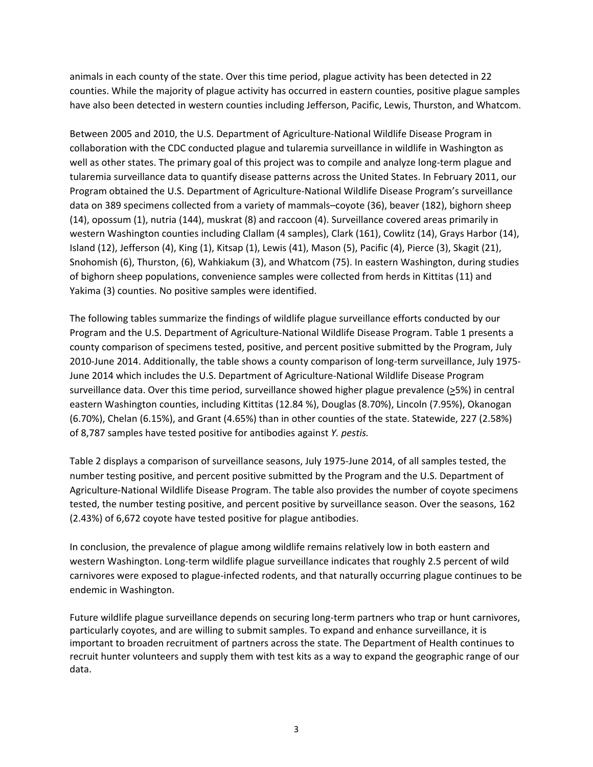animals in each county of the state. Over this time period, plague activity has been detected in 22 counties. While the majority of plague activity has occurred in eastern counties, positive plague samples have also been detected in western counties including Jefferson, Pacific, Lewis, Thurston, and Whatcom.

Between 2005 and 2010, the U.S. Department of Agriculture-National Wildlife Disease Program in collaboration with the CDC conducted plague and tularemia surveillance in wildlife in Washington as well as other states. The primary goal of this project was to compile and analyze long-term plague and tularemia surveillance data to quantify disease patterns across the United States. In February 2011, our Program obtained the U.S. Department of Agriculture-National Wildlife Disease Program's surveillance data on 389 specimens collected from a variety of mammals–coyote (36), beaver (182), bighorn sheep (14), opossum (1), nutria (144), muskrat (8) and raccoon (4). Surveillance covered areas primarily in western Washington counties including Clallam (4 samples), Clark (161), Cowlitz (14), Grays Harbor (14), Island (12), Jefferson (4), King (1), Kitsap (1), Lewis (41), Mason (5), Pacific (4), Pierce (3), Skagit (21), Snohomish (6), Thurston, (6), Wahkiakum (3), and Whatcom (75). In eastern Washington, during studies of bighorn sheep populations, convenience samples were collected from herds in Kittitas (11) and Yakima (3) counties. No positive samples were identified.

The following tables summarize the findings of wildlife plague surveillance efforts conducted by our Program and the U.S. Department of Agriculture-National Wildlife Disease Program. Table 1 presents a county comparison of specimens tested, positive, and percent positive submitted by the Program, July 2010-June 2014. Additionally, the table shows a county comparison of long-term surveillance, July 1975-June 2014 which includes the U.S. Department of Agriculture-National Wildlife Disease Program surveillance data. Over this time period, surveillance showed higher plague prevalence ($\geq$5%) in central eastern Washington counties, including Kittitas (12.84 %), Douglas (8.70%), Lincoln (7.95%), Okanogan (6.70%), Chelan (6.15%), and Grant (4.65%) than in other counties of the state. Statewide, 227 (2.58%) of 8,787 samples have tested positive for antibodies against *Y. pestis.*

Table 2 displays a comparison of surveillance seasons, July 1975-June 2014, of all samples tested, the number testing positive, and percent positive submitted by the Program and the U.S. Department of Agriculture-National Wildlife Disease Program. The table also provides the number of coyote specimens tested, the number testing positive, and percent positive by surveillance season. Over the seasons, 162 (2.43%) of 6,672 coyote have tested positive for plague antibodies.

In conclusion, the prevalence of plague among wildlife remains relatively low in both eastern and western Washington. Long-term wildlife plague surveillance indicates that roughly 2.5 percent of wild carnivores were exposed to plague-infected rodents, and that naturally occurring plague continues to be endemic in Washington.

Future wildlife plague surveillance depends on securing long-term partners who trap or hunt carnivores, particularly coyotes, and are willing to submit samples. To expand and enhance surveillance, it is important to broaden recruitment of partners across the state. The Department of Health continues to recruit hunter volunteers and supply them with test kits as a way to expand the geographic range of our data.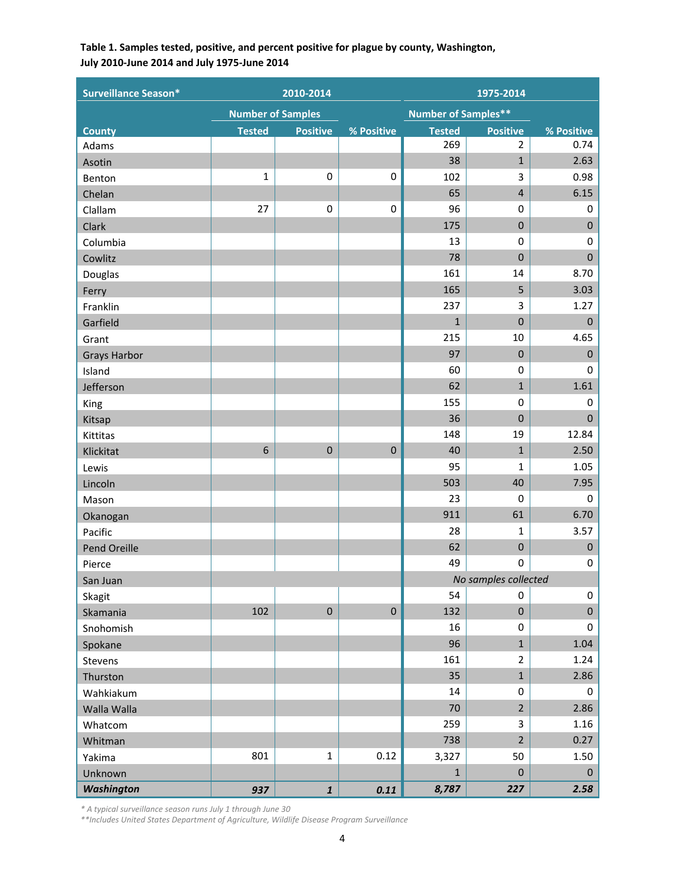**Table 1. Samples tested, positive, and percent positive for plague by county, Washington, July 2010-June 2014 and July 1975-June 2014**

| Surveillance Season* | 2010-2014 | | | 1975-2014 | | |
|---|---|---|---|---|---|---|
| | Number of Samples | | | Number of Samples** | | |
| County | Tested | Positive | % Positive | Tested | Positive | % Positive |
| Adams | | | | 269 | 2 | 0.74 |
| Asotin | | | | 38 | 1 | 2.63 |
| Benton | 1 | 0 | 0 | 102 | 3 | 0.98 |
| Chelan | | | | 65 | 4 | 6.15 |
| Clallam | 27 | 0 | 0 | 96 | 0 | 0 |
| Clark | | | | 175 | 0 | 0 |
| Columbia | | | | 13 | 0 | 0 |
| Cowlitz | | | | 78 | 0 | 0 |
| Douglas | | | | 161 | 14 | 8.70 |
| Ferry | | | | 165 | 5 | 3.03 |
| Franklin | | | | 237 | 3 | 1.27 |
| Garfield | | | | 1 | 0 | 0 |
| Grant | | | | 215 | 10 | 4.65 |
| Grays Harbor | | | | 97 | 0 | 0 |
| Island | | | | 60 | 0 | 0 |
| Jefferson | | | | 62 | 1 | 1.61 |
| King | | | | 155 | 0 | 0 |
| Kitsap | | | | 36 | 0 | 0 |
| Kittitas | | | | 148 | 19 | 12.84 |
| Klickitat | 6 | 0 | 0 | 40 | 1 | 2.50 |
| Lewis | | | | 95 | 1 | 1.05 |
| Lincoln | | | | 503 | 40 | 7.95 |
| Mason | | | | 23 | 0 | 0 |
| Okanogan | | | | 911 | 61 | 6.70 |
| Pacific | | | | 28 | 1 | 3.57 |
| Pend Oreille | | | | 62 | 0 | 0 |
| Pierce | | | | 49 | 0 | 0 |
| San Juan | | | | *No samples collected* | | |
| Skagit | | | | 54 | 0 | 0 |
| Skamania | 102 | 0 | 0 | 132 | 0 | 0 |
| Snohomish | | | | 16 | 0 | 0 |
| Spokane | | | | 96 | 1 | 1.04 |
| Stevens | | | | 161 | 2 | 1.24 |
| Thurston | | | | 35 | 1 | 2.86 |
| Wahkiakum | | | | 14 | 0 | 0 |
| Walla Walla | | | | 70 | 2 | 2.86 |
| Whatcom | | | | 259 | 3 | 1.16 |
| Whitman | | | | 738 | 2 | 0.27 |
| Yakima | 801 | 1 | 0.12 | 3,327 | 50 | 1.50 |
| Unknown | | | | 1 | 0 | 0 |
| ***Washington*** | ***937*** | ***1*** | ***0.11*** | ***8,787*** | ***227*** | ***2.58*** |

*\* A typical surveillance season runs July 1 through June 30*
*\*\*Includes United States Department of Agriculture, Wildlife Disease Program Surveillance*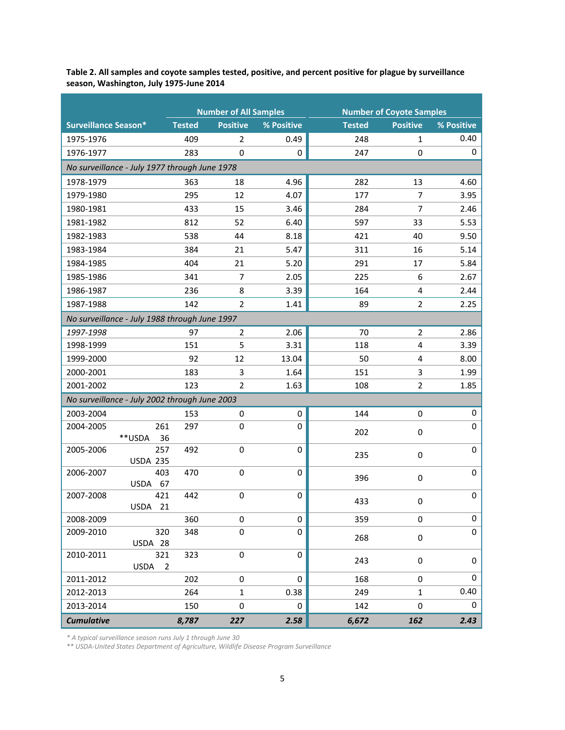**Table 2. All samples and coyote samples tested, positive, and percent positive for plague by surveillance season, Washington, July 1975-June 2014**

| Surveillance Season* | Number of All Samples | | | Number of Coyote Samples | | |
|---|---|---|---|---|---|---|
| | Tested | Positive | % Positive | Tested | Positive | % Positive |
| 1975-1976 | 409 | 2 | 0.49 | 248 | 1 | 0.40 |
| 1976-1977 | 283 | 0 | 0 | 247 | 0 | 0 |
| *No surveillance - July 1977 through June 1978* | | | | | | |
| 1978-1979 | 363 | 18 | 4.96 | 282 | 13 | 4.60 |
| 1979-1980 | 295 | 12 | 4.07 | 177 | 7 | 3.95 |
| 1980-1981 | 433 | 15 | 3.46 | 284 | 7 | 2.46 |
| 1981-1982 | 812 | 52 | 6.40 | 597 | 33 | 5.53 |
| 1982-1983 | 538 | 44 | 8.18 | 421 | 40 | 9.50 |
| 1983-1984 | 384 | 21 | 5.47 | 311 | 16 | 5.14 |
| 1984-1985 | 404 | 21 | 5.20 | 291 | 17 | 5.84 |
| 1985-1986 | 341 | 7 | 2.05 | 225 | 6 | 2.67 |
| 1986-1987 | 236 | 8 | 3.39 | 164 | 4 | 2.44 |
| 1987-1988 | 142 | 2 | 1.41 | 89 | 2 | 2.25 |
| *No surveillance - July 1988 through June 1997* | | | | | | |
| *1997-1998* | 97 | 2 | 2.06 | 70 | 2 | 2.86 |
| 1998-1999 | 151 | 5 | 3.31 | 118 | 4 | 3.39 |
| 1999-2000 | 92 | 12 | 13.04 | 50 | 4 | 8.00 |
| 2000-2001 | 183 | 3 | 1.64 | 151 | 3 | 1.99 |
| 2001-2002 | 123 | 2 | 1.63 | 108 | 2 | 1.85 |
| *No surveillance - July 2002 through June 2003* | | | | | | |
| 2003-2004 | 153 | 0 | 0 | 144 | 0 | 0 |
| 2004-2005 261 **USDA 36 | 297 | 0 | 0 | 202 | 0 | 0 |
| 2005-2006 257 USDA 235 | 492 | 0 | 0 | 235 | 0 | 0 |
| 2006-2007 403 USDA 67 | 470 | 0 | 0 | 396 | 0 | 0 |
| 2007-2008 421 USDA 21 | 442 | 0 | 0 | 433 | 0 | 0 |
| 2008-2009 | 360 | 0 | 0 | 359 | 0 | 0 |
| 2009-2010 320 USDA 28 | 348 | 0 | 0 | 268 | 0 | 0 |
| 2010-2011 321 USDA 2 | 323 | 0 | 0 | 243 | 0 | 0 |
| 2011-2012 | 202 | 0 | 0 | 168 | 0 | 0 |
| 2012-2013 | 264 | 1 | 0.38 | 249 | 1 | 0.40 |
| 2013-2014 | 150 | 0 | 0 | 142 | 0 | 0 |
| ***Cumulative*** | ***8,787*** | ***227*** | ***2.58*** | ***6,672*** | ***162*** | ***2.43*** |

*\* A typical surveillance season runs July 1 through June 30*

*\*\* USDA-United States Department of Agriculture, Wildlife Disease Program Surveillance*